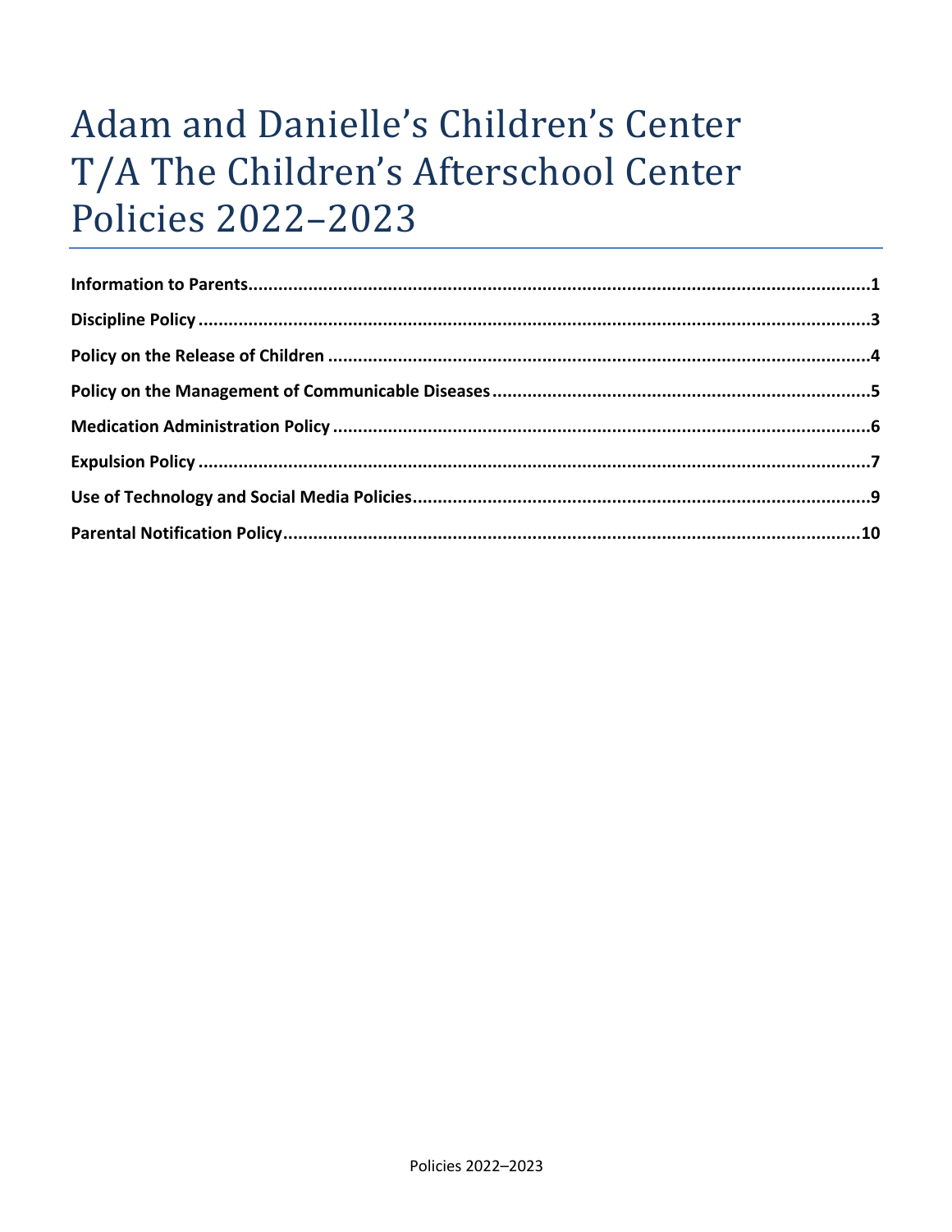# Adam and Danielle's Children's Center T/A The Children's Afterschool Center Policies 2022–2023

**Information to Parents**...........................................................................................................................1

**Discipline Policy**.......................................................................................................................................3

**Policy on the Release of Children**.........................................................................................................4

**Policy on the Management of Communicable Diseases**......................................................................5

**Medication Administration Policy**........................................................................................................6

**Expulsion Policy**.......................................................................................................................................7

**Use of Technology and Social Media Policies**.......................................................................................9

**Parental Notification Policy**..................................................................................................................10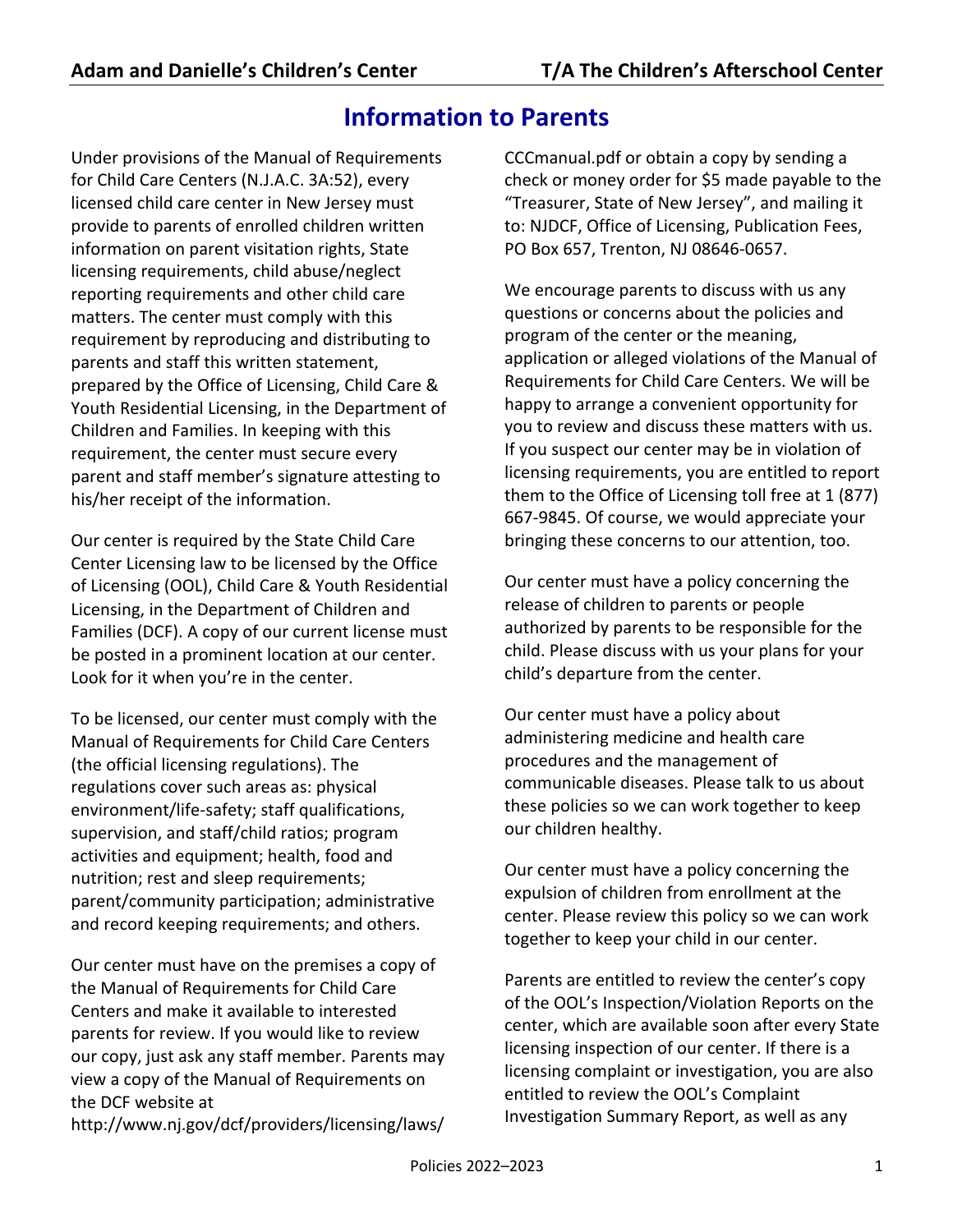# Information to Parents

Under provisions of the Manual of Requirements for Child Care Centers (N.J.A.C. 3A:52), every licensed child care center in New Jersey must provide to parents of enrolled children written information on parent visitation rights, State licensing requirements, child abuse/neglect reporting requirements and other child care matters. The center must comply with this requirement by reproducing and distributing to parents and staff this written statement, prepared by the Office of Licensing, Child Care & Youth Residential Licensing, in the Department of Children and Families. In keeping with this requirement, the center must secure every parent and staff member's signature attesting to his/her receipt of the information.

Our center is required by the State Child Care Center Licensing law to be licensed by the Office of Licensing (OOL), Child Care & Youth Residential Licensing, in the Department of Children and Families (DCF). A copy of our current license must be posted in a prominent location at our center. Look for it when you're in the center.

To be licensed, our center must comply with the Manual of Requirements for Child Care Centers (the official licensing regulations). The regulations cover such areas as: physical environment/life-safety; staff qualifications, supervision, and staff/child ratios; program activities and equipment; health, food and nutrition; rest and sleep requirements; parent/community participation; administrative and record keeping requirements; and others.

Our center must have on the premises a copy of the Manual of Requirements for Child Care Centers and make it available to interested parents for review. If you would like to review our copy, just ask any staff member. Parents may view a copy of the Manual of Requirements on the DCF website at http://www.nj.gov/dcf/providers/licensing/laws/CCCmanual.pdf or obtain a copy by sending a check or money order for $5 made payable to the "Treasurer, State of New Jersey", and mailing it to: NJDCF, Office of Licensing, Publication Fees, PO Box 657, Trenton, NJ 08646-0657.

We encourage parents to discuss with us any questions or concerns about the policies and program of the center or the meaning, application or alleged violations of the Manual of Requirements for Child Care Centers. We will be happy to arrange a convenient opportunity for you to review and discuss these matters with us. If you suspect our center may be in violation of licensing requirements, you are entitled to report them to the Office of Licensing toll free at 1 (877) 667-9845. Of course, we would appreciate your bringing these concerns to our attention, too.

Our center must have a policy concerning the release of children to parents or people authorized by parents to be responsible for the child. Please discuss with us your plans for your child's departure from the center.

Our center must have a policy about administering medicine and health care procedures and the management of communicable diseases. Please talk to us about these policies so we can work together to keep our children healthy.

Our center must have a policy concerning the expulsion of children from enrollment at the center. Please review this policy so we can work together to keep your child in our center.

Parents are entitled to review the center's copy of the OOL's Inspection/Violation Reports on the center, which are available soon after every State licensing inspection of our center. If there is a licensing complaint or investigation, you are also entitled to review the OOL's Complaint Investigation Summary Report, as well as any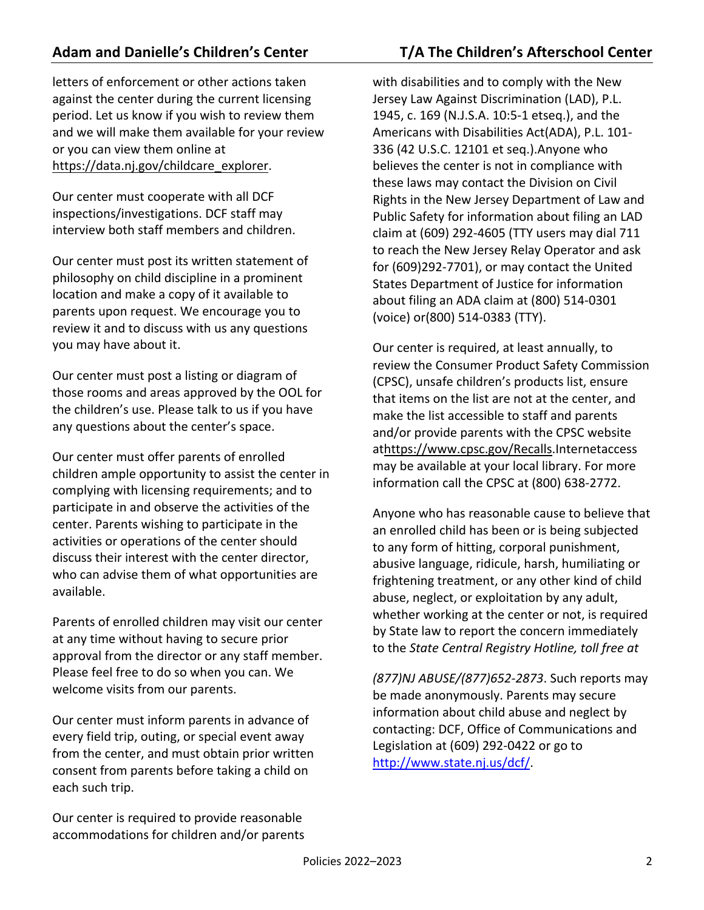letters of enforcement or other actions taken against the center during the current licensing period. Let us know if you wish to review them and we will make them available for your review or you can view them online at https://data.nj.gov/childcare_explorer.

Our center must cooperate with all DCF inspections/investigations. DCF staff may interview both staff members and children.

Our center must post its written statement of philosophy on child discipline in a prominent location and make a copy of it available to parents upon request. We encourage you to review it and to discuss with us any questions you may have about it.

Our center must post a listing or diagram of those rooms and areas approved by the OOL for the children's use. Please talk to us if you have any questions about the center's space.

Our center must offer parents of enrolled children ample opportunity to assist the center in complying with licensing requirements; and to participate in and observe the activities of the center. Parents wishing to participate in the activities or operations of the center should discuss their interest with the center director, who can advise them of what opportunities are available.

Parents of enrolled children may visit our center at any time without having to secure prior approval from the director or any staff member. Please feel free to do so when you can. We welcome visits from our parents.

Our center must inform parents in advance of every field trip, outing, or special event away from the center, and must obtain prior written consent from parents before taking a child on each such trip.

Our center is required to provide reasonable accommodations for children and/or parents with disabilities and to comply with the New Jersey Law Against Discrimination (LAD), P.L. 1945, c. 169 (N.J.S.A. 10:5-1 etseq.), and the Americans with Disabilities Act(ADA), P.L. 101-336 (42 U.S.C. 12101 et seq.).Anyone who believes the center is not in compliance with these laws may contact the Division on Civil Rights in the New Jersey Department of Law and Public Safety for information about filing an LAD claim at (609) 292-4605 (TTY users may dial 711 to reach the New Jersey Relay Operator and ask for (609)292-7701), or may contact the United States Department of Justice for information about filing an ADA claim at (800) 514-0301 (voice) or(800) 514-0383 (TTY).

Our center is required, at least annually, to review the Consumer Product Safety Commission (CPSC), unsafe children's products list, ensure that items on the list are not at the center, and make the list accessible to staff and parents and/or provide parents with the CPSC website athttps://www.cpsc.gov/Recalls.Internetaccess may be available at your local library. For more information call the CPSC at (800) 638-2772.

Anyone who has reasonable cause to believe that an enrolled child has been or is being subjected to any form of hitting, corporal punishment, abusive language, ridicule, harsh, humiliating or frightening treatment, or any other kind of child abuse, neglect, or exploitation by any adult, whether working at the center or not, is required by State law to report the concern immediately to the *State Central Registry Hotline, toll free at (877)NJ ABUSE/(877)652-2873*. Such reports may be made anonymously. Parents may secure information about child abuse and neglect by contacting: DCF, Office of Communications and Legislation at (609) 292-0422 or go to http://www.state.nj.us/dcf/.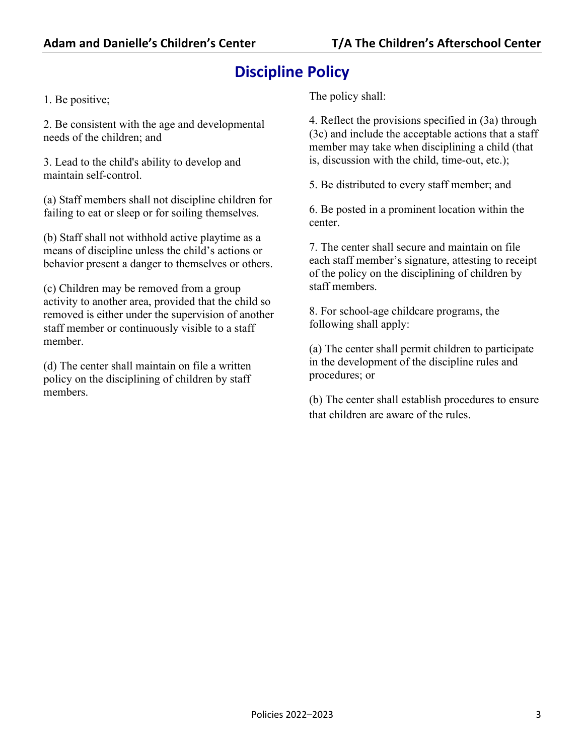# Discipline Policy

1. Be positive;

2. Be consistent with the age and developmental needs of the children; and

3. Lead to the child's ability to develop and maintain self-control.

(a) Staff members shall not discipline children for failing to eat or sleep or for soiling themselves.

(b) Staff shall not withhold active playtime as a means of discipline unless the child's actions or behavior present a danger to themselves or others.

(c) Children may be removed from a group activity to another area, provided that the child so removed is either under the supervision of another staff member or continuously visible to a staff member.

(d) The center shall maintain on file a written policy on the disciplining of children by staff members.

The policy shall:

4. Reflect the provisions specified in (3a) through (3c) and include the acceptable actions that a staff member may take when disciplining a child (that is, discussion with the child, time-out, etc.);

5. Be distributed to every staff member; and

6. Be posted in a prominent location within the center.

7. The center shall secure and maintain on file each staff member's signature, attesting to receipt of the policy on the disciplining of children by staff members.

8. For school-age childcare programs, the following shall apply:

(a) The center shall permit children to participate in the development of the discipline rules and procedures; or

(b) The center shall establish procedures to ensure that children are aware of the rules.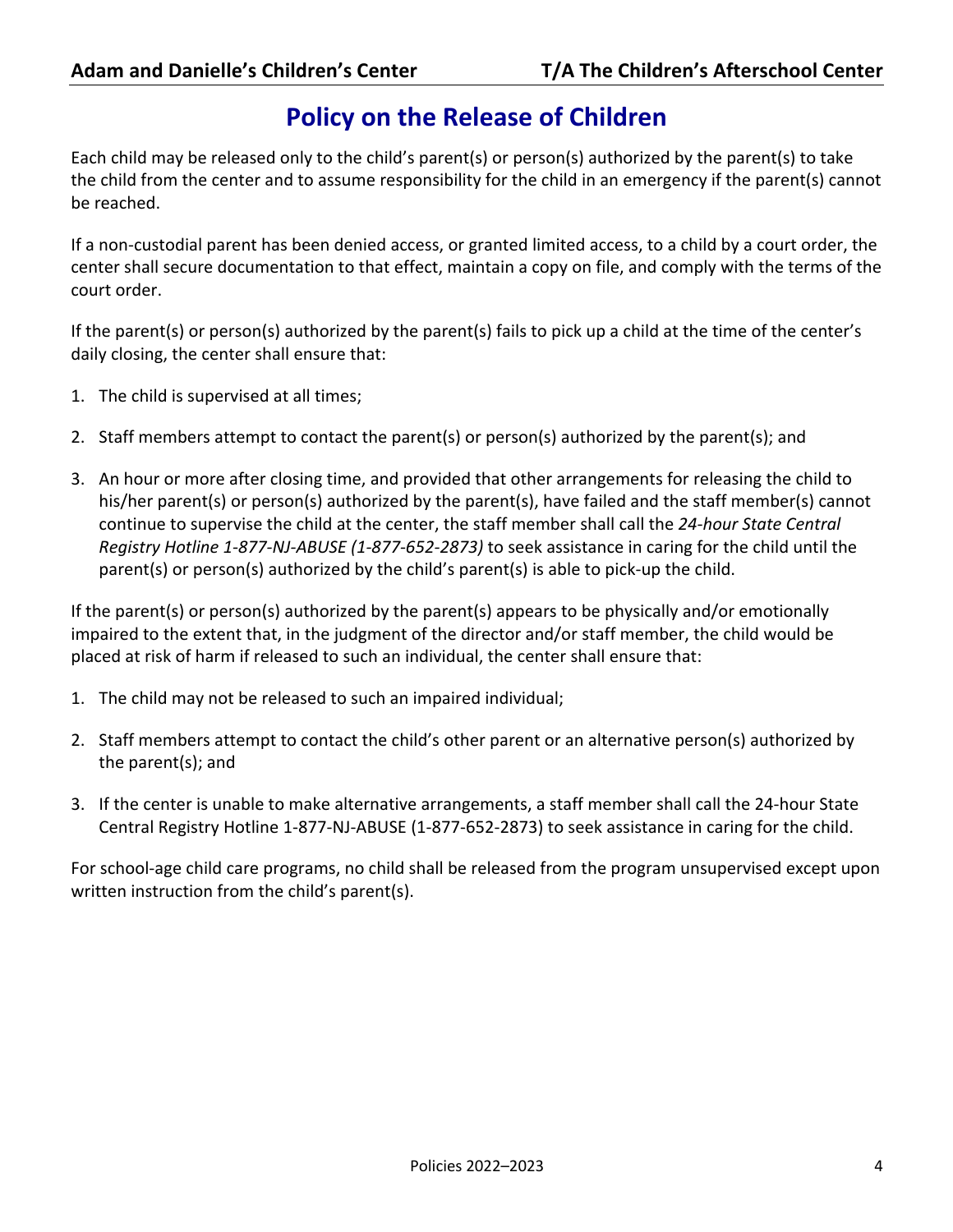# Policy on the Release of Children

Each child may be released only to the child's parent(s) or person(s) authorized by the parent(s) to take the child from the center and to assume responsibility for the child in an emergency if the parent(s) cannot be reached.

If a non-custodial parent has been denied access, or granted limited access, to a child by a court order, the center shall secure documentation to that effect, maintain a copy on file, and comply with the terms of the court order.

If the parent(s) or person(s) authorized by the parent(s) fails to pick up a child at the time of the center's daily closing, the center shall ensure that:

1. The child is supervised at all times;
2. Staff members attempt to contact the parent(s) or person(s) authorized by the parent(s); and
3. An hour or more after closing time, and provided that other arrangements for releasing the child to his/her parent(s) or person(s) authorized by the parent(s), have failed and the staff member(s) cannot continue to supervise the child at the center, the staff member shall call the *24-hour State Central Registry Hotline 1-877-NJ-ABUSE (1-877-652-2873)* to seek assistance in caring for the child until the parent(s) or person(s) authorized by the child's parent(s) is able to pick-up the child.

If the parent(s) or person(s) authorized by the parent(s) appears to be physically and/or emotionally impaired to the extent that, in the judgment of the director and/or staff member, the child would be placed at risk of harm if released to such an individual, the center shall ensure that:

1. The child may not be released to such an impaired individual;
2. Staff members attempt to contact the child's other parent or an alternative person(s) authorized by the parent(s); and
3. If the center is unable to make alternative arrangements, a staff member shall call the 24-hour State Central Registry Hotline 1-877-NJ-ABUSE (1-877-652-2873) to seek assistance in caring for the child.

For school-age child care programs, no child shall be released from the program unsupervised except upon written instruction from the child's parent(s).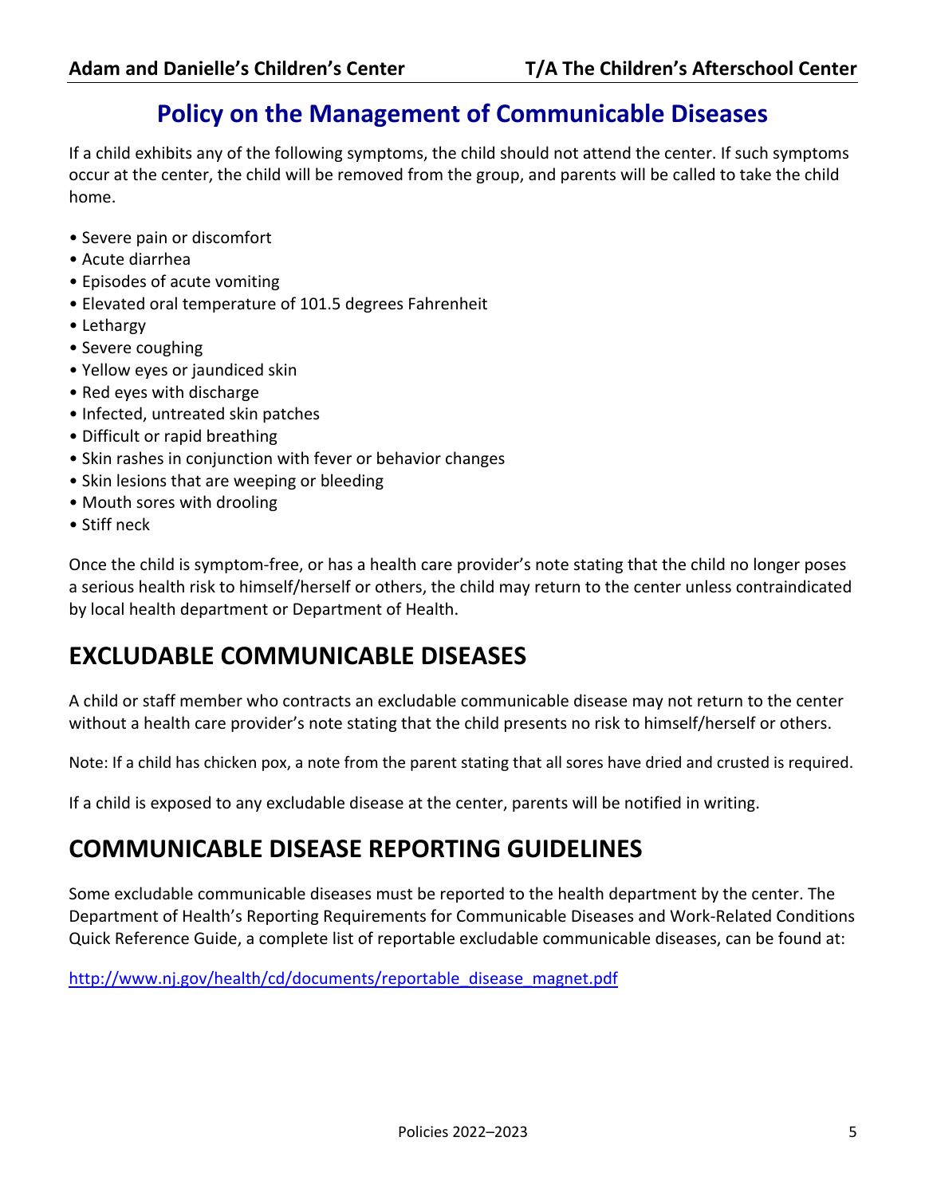# Policy on the Management of Communicable Diseases

If a child exhibits any of the following symptoms, the child should not attend the center. If such symptoms occur at the center, the child will be removed from the group, and parents will be called to take the child home.

- Severe pain or discomfort
- Acute diarrhea
- Episodes of acute vomiting
- Elevated oral temperature of 101.5 degrees Fahrenheit
- Lethargy
- Severe coughing
- Yellow eyes or jaundiced skin
- Red eyes with discharge
- Infected, untreated skin patches
- Difficult or rapid breathing
- Skin rashes in conjunction with fever or behavior changes
- Skin lesions that are weeping or bleeding
- Mouth sores with drooling
- Stiff neck

Once the child is symptom-free, or has a health care provider's note stating that the child no longer poses a serious health risk to himself/herself or others, the child may return to the center unless contraindicated by local health department or Department of Health.

## EXCLUDABLE COMMUNICABLE DISEASES

A child or staff member who contracts an excludable communicable disease may not return to the center without a health care provider's note stating that the child presents no risk to himself/herself or others.

Note: If a child has chicken pox, a note from the parent stating that all sores have dried and crusted is required.

If a child is exposed to any excludable disease at the center, parents will be notified in writing.

## COMMUNICABLE DISEASE REPORTING GUIDELINES

Some excludable communicable diseases must be reported to the health department by the center. The Department of Health's Reporting Requirements for Communicable Diseases and Work-Related Conditions Quick Reference Guide, a complete list of reportable excludable communicable diseases, can be found at:

http://www.nj.gov/health/cd/documents/reportable_disease_magnet.pdf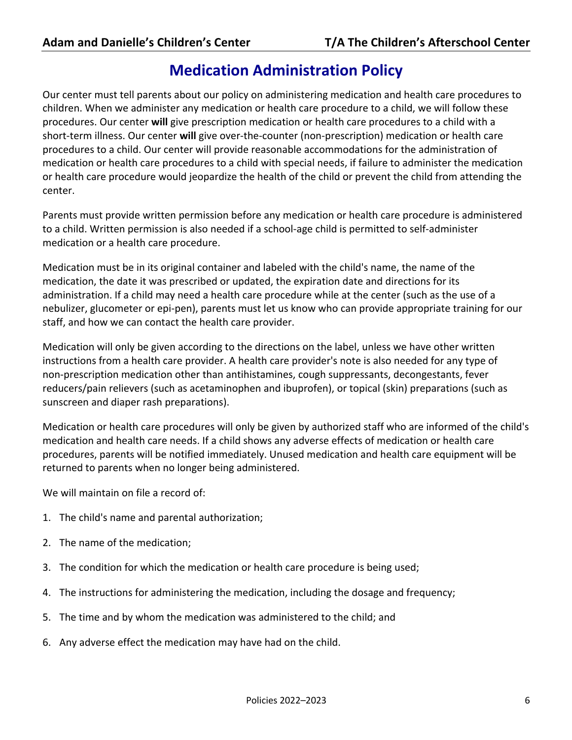# Medication Administration Policy

Our center must tell parents about our policy on administering medication and health care procedures to children. When we administer any medication or health care procedure to a child, we will follow these procedures. Our center **will** give prescription medication or health care procedures to a child with a short-term illness. Our center **will** give over-the-counter (non-prescription) medication or health care procedures to a child. Our center will provide reasonable accommodations for the administration of medication or health care procedures to a child with special needs, if failure to administer the medication or health care procedure would jeopardize the health of the child or prevent the child from attending the center.

Parents must provide written permission before any medication or health care procedure is administered to a child. Written permission is also needed if a school-age child is permitted to self-administer medication or a health care procedure.

Medication must be in its original container and labeled with the child's name, the name of the medication, the date it was prescribed or updated, the expiration date and directions for its administration. If a child may need a health care procedure while at the center (such as the use of a nebulizer, glucometer or epi-pen), parents must let us know who can provide appropriate training for our staff, and how we can contact the health care provider.

Medication will only be given according to the directions on the label, unless we have other written instructions from a health care provider. A health care provider's note is also needed for any type of non-prescription medication other than antihistamines, cough suppressants, decongestants, fever reducers/pain relievers (such as acetaminophen and ibuprofen), or topical (skin) preparations (such as sunscreen and diaper rash preparations).

Medication or health care procedures will only be given by authorized staff who are informed of the child's medication and health care needs. If a child shows any adverse effects of medication or health care procedures, parents will be notified immediately. Unused medication and health care equipment will be returned to parents when no longer being administered.

We will maintain on file a record of:

1. The child's name and parental authorization;
2. The name of the medication;
3. The condition for which the medication or health care procedure is being used;
4. The instructions for administering the medication, including the dosage and frequency;
5. The time and by whom the medication was administered to the child; and
6. Any adverse effect the medication may have had on the child.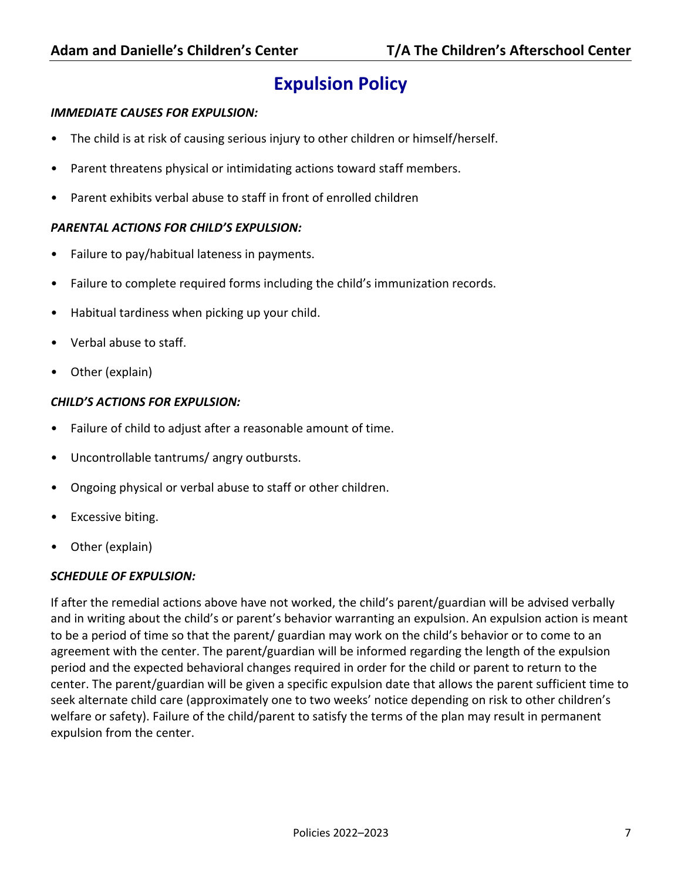# Expulsion Policy

***IMMEDIATE CAUSES FOR EXPULSION:***

- The child is at risk of causing serious injury to other children or himself/herself.
- Parent threatens physical or intimidating actions toward staff members.
- Parent exhibits verbal abuse to staff in front of enrolled children

***PARENTAL ACTIONS FOR CHILD'S EXPULSION:***

- Failure to pay/habitual lateness in payments.
- Failure to complete required forms including the child's immunization records.
- Habitual tardiness when picking up your child.
- Verbal abuse to staff.
- Other (explain)

***CHILD'S ACTIONS FOR EXPULSION:***

- Failure of child to adjust after a reasonable amount of time.
- Uncontrollable tantrums/ angry outbursts.
- Ongoing physical or verbal abuse to staff or other children.
- Excessive biting.
- Other (explain)

***SCHEDULE OF EXPULSION:***

If after the remedial actions above have not worked, the child's parent/guardian will be advised verbally and in writing about the child's or parent's behavior warranting an expulsion. An expulsion action is meant to be a period of time so that the parent/ guardian may work on the child's behavior or to come to an agreement with the center. The parent/guardian will be informed regarding the length of the expulsion period and the expected behavioral changes required in order for the child or parent to return to the center. The parent/guardian will be given a specific expulsion date that allows the parent sufficient time to seek alternate child care (approximately one to two weeks' notice depending on risk to other children's welfare or safety). Failure of the child/parent to satisfy the terms of the plan may result in permanent expulsion from the center.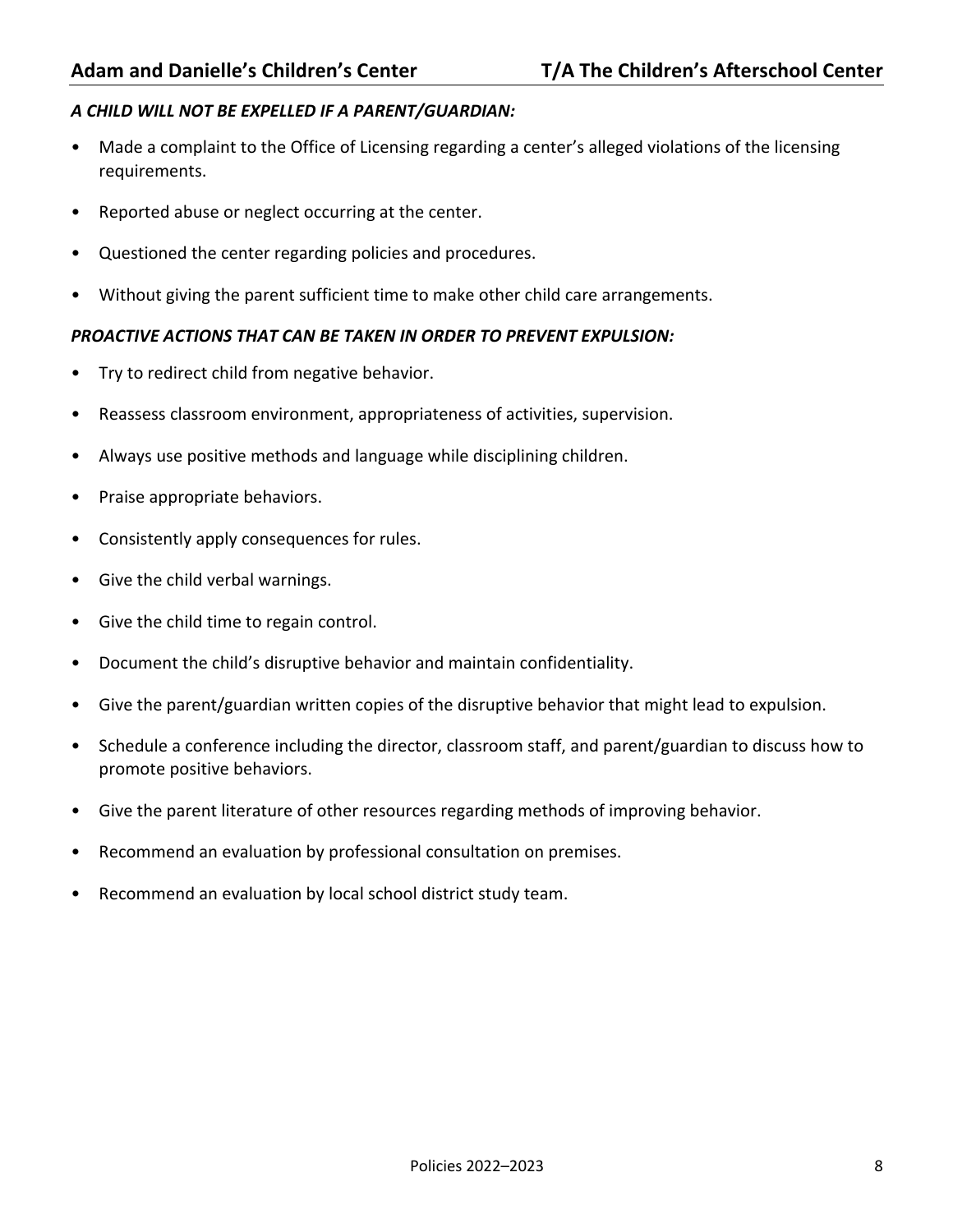***A CHILD WILL NOT BE EXPELLED IF A PARENT/GUARDIAN:***

- Made a complaint to the Office of Licensing regarding a center's alleged violations of the licensing requirements.
- Reported abuse or neglect occurring at the center.
- Questioned the center regarding policies and procedures.
- Without giving the parent sufficient time to make other child care arrangements.

***PROACTIVE ACTIONS THAT CAN BE TAKEN IN ORDER TO PREVENT EXPULSION:***

- Try to redirect child from negative behavior.
- Reassess classroom environment, appropriateness of activities, supervision.
- Always use positive methods and language while disciplining children.
- Praise appropriate behaviors.
- Consistently apply consequences for rules.
- Give the child verbal warnings.
- Give the child time to regain control.
- Document the child's disruptive behavior and maintain confidentiality.
- Give the parent/guardian written copies of the disruptive behavior that might lead to expulsion.
- Schedule a conference including the director, classroom staff, and parent/guardian to discuss how to promote positive behaviors.
- Give the parent literature of other resources regarding methods of improving behavior.
- Recommend an evaluation by professional consultation on premises.
- Recommend an evaluation by local school district study team.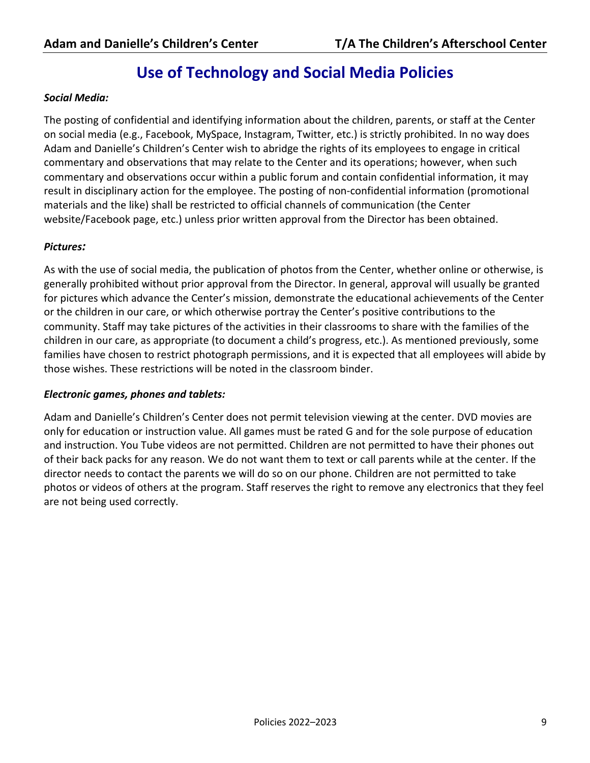# Use of Technology and Social Media Policies

***Social Media:***

The posting of confidential and identifying information about the children, parents, or staff at the Center on social media (e.g., Facebook, MySpace, Instagram, Twitter, etc.) is strictly prohibited. In no way does Adam and Danielle's Children's Center wish to abridge the rights of its employees to engage in critical commentary and observations that may relate to the Center and its operations; however, when such commentary and observations occur within a public forum and contain confidential information, it may result in disciplinary action for the employee. The posting of non-confidential information (promotional materials and the like) shall be restricted to official channels of communication (the Center website/Facebook page, etc.) unless prior written approval from the Director has been obtained.

***Pictures:***

As with the use of social media, the publication of photos from the Center, whether online or otherwise, is generally prohibited without prior approval from the Director. In general, approval will usually be granted for pictures which advance the Center's mission, demonstrate the educational achievements of the Center or the children in our care, or which otherwise portray the Center's positive contributions to the community. Staff may take pictures of the activities in their classrooms to share with the families of the children in our care, as appropriate (to document a child's progress, etc.). As mentioned previously, some families have chosen to restrict photograph permissions, and it is expected that all employees will abide by those wishes. These restrictions will be noted in the classroom binder.

***Electronic games, phones and tablets:***

Adam and Danielle's Children's Center does not permit television viewing at the center. DVD movies are only for education or instruction value. All games must be rated G and for the sole purpose of education and instruction. You Tube videos are not permitted. Children are not permitted to have their phones out of their back packs for any reason. We do not want them to text or call parents while at the center. If the director needs to contact the parents we will do so on our phone. Children are not permitted to take photos or videos of others at the program. Staff reserves the right to remove any electronics that they feel are not being used correctly.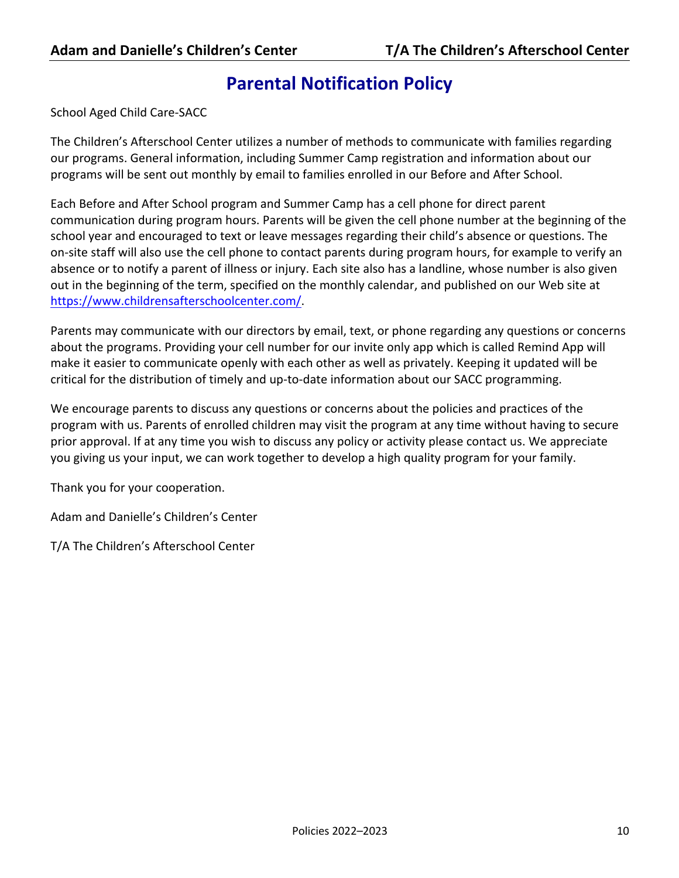# Parental Notification Policy

School Aged Child Care-SACC

The Children's Afterschool Center utilizes a number of methods to communicate with families regarding our programs. General information, including Summer Camp registration and information about our programs will be sent out monthly by email to families enrolled in our Before and After School.

Each Before and After School program and Summer Camp has a cell phone for direct parent communication during program hours. Parents will be given the cell phone number at the beginning of the school year and encouraged to text or leave messages regarding their child's absence or questions. The on-site staff will also use the cell phone to contact parents during program hours, for example to verify an absence or to notify a parent of illness or injury. Each site also has a landline, whose number is also given out in the beginning of the term, specified on the monthly calendar, and published on our Web site at [https://www.childrensafterschoolcenter.com/](https://www.childrensafterschoolcenter.com/).

Parents may communicate with our directors by email, text, or phone regarding any questions or concerns about the programs. Providing your cell number for our invite only app which is called Remind App will make it easier to communicate openly with each other as well as privately. Keeping it updated will be critical for the distribution of timely and up-to-date information about our SACC programming.

We encourage parents to discuss any questions or concerns about the policies and practices of the program with us. Parents of enrolled children may visit the program at any time without having to secure prior approval. If at any time you wish to discuss any policy or activity please contact us. We appreciate you giving us your input, we can work together to develop a high quality program for your family.

Thank you for your cooperation.

Adam and Danielle's Children's Center

T/A The Children's Afterschool Center